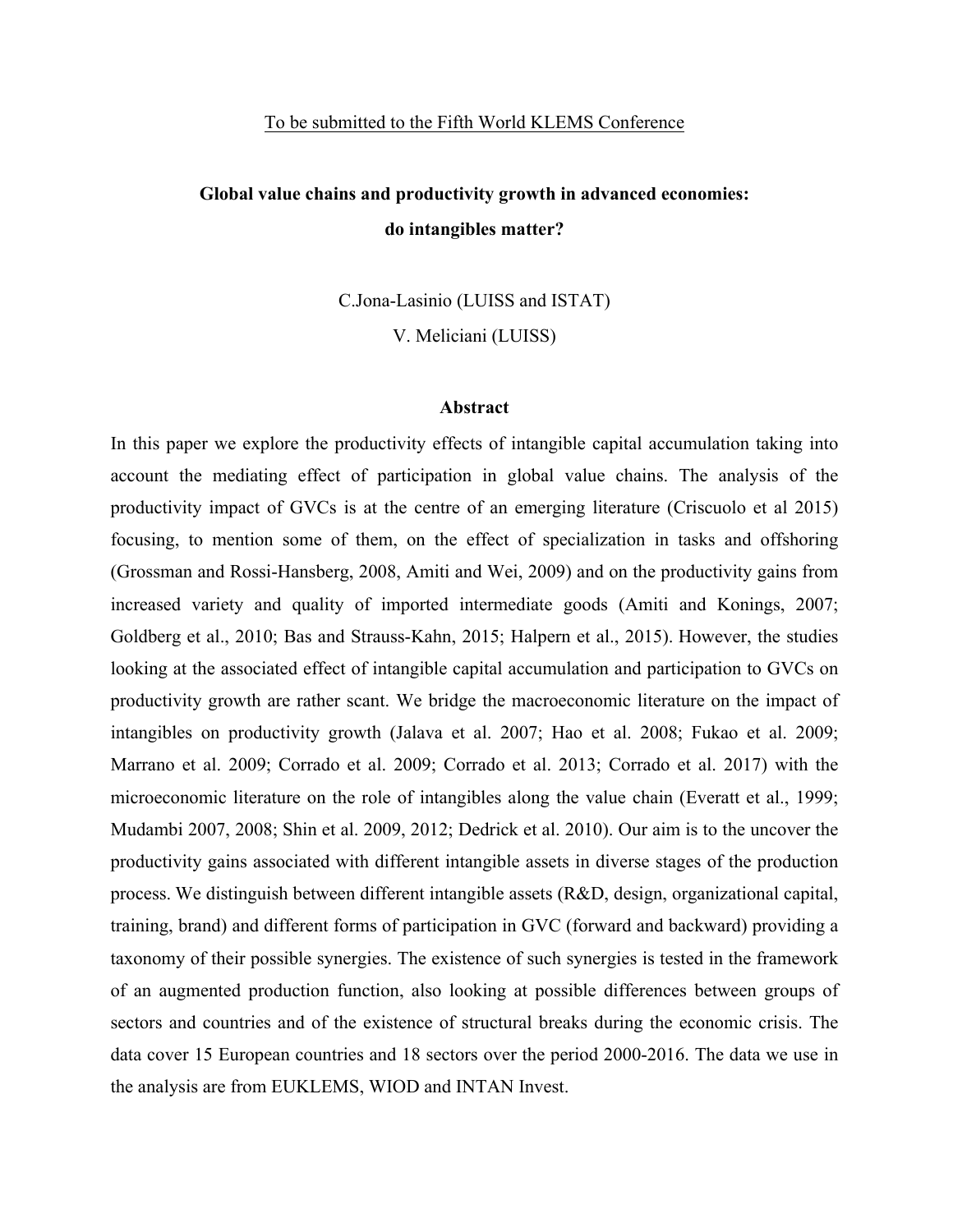To be submitted to the Fifth World KLEMS Conference

# Global value chains and productivity growth in advanced economies: do intangibles matter?

C.Jona-Lasinio (LUISS and ISTAT)

V. Meliciani (LUISS)

## Abstract

In this paper we explore the productivity effects of intangible capital accumulation taking into account the mediating effect of participation in global value chains. The analysis of the productivity impact of GVCs is at the centre of an emerging literature (Criscuolo et al 2015) focusing, to mention some of them, on the effect of specialization in tasks and offshoring (Grossman and Rossi-Hansberg, 2008, Amiti and Wei, 2009) and on the productivity gains from increased variety and quality of imported intermediate goods (Amiti and Konings, 2007; Goldberg et al., 2010; Bas and Strauss-Kahn, 2015; Halpern et al., 2015). However, the studies looking at the associated effect of intangible capital accumulation and participation to GVCs on productivity growth are rather scant. We bridge the macroeconomic literature on the impact of intangibles on productivity growth (Jalava et al. 2007; Hao et al. 2008; Fukao et al. 2009; Marrano et al. 2009; Corrado et al. 2009; Corrado et al. 2013; Corrado et al. 2017) with the microeconomic literature on the role of intangibles along the value chain (Everatt et al., 1999; Mudambi 2007, 2008; Shin et al. 2009, 2012; Dedrick et al. 2010). Our aim is to the uncover the productivity gains associated with different intangible assets in diverse stages of the production process. We distinguish between different intangible assets (R&D, design, organizational capital, training, brand) and different forms of participation in GVC (forward and backward) providing a taxonomy of their possible synergies. The existence of such synergies is tested in the framework of an augmented production function, also looking at possible differences between groups of sectors and countries and of the existence of structural breaks during the economic crisis. The data cover 15 European countries and 18 sectors over the period 2000-2016. The data we use in the analysis are from EUKLEMS, WIOD and INTAN Invest.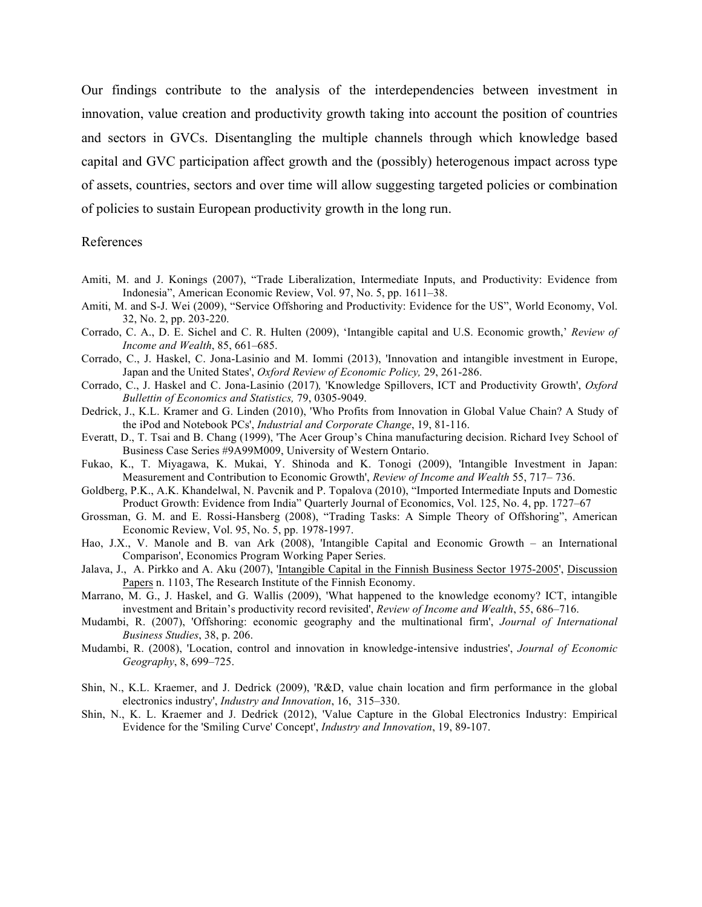Our findings contribute to the analysis of the interdependencies between investment in innovation, value creation and productivity growth taking into account the position of countries and sectors in GVCs. Disentangling the multiple channels through which knowledge based capital and GVC participation affect growth and the (possibly) heterogenous impact across type of assets, countries, sectors and over time will allow suggesting targeted policies or combination of policies to sustain European productivity growth in the long run.

## References

Amiti, M. and J. Konings (2007), "Trade Liberalization, Intermediate Inputs, and Productivity: Evidence from Indonesia", American Economic Review, Vol. 97, No. 5, pp. 1611–38.

Amiti, M. and S-J. Wei (2009), "Service Offshoring and Productivity: Evidence for the US", World Economy, Vol. 32, No. 2, pp. 203-220.

Corrado, C. A., D. E. Sichel and C. R. Hulten (2009), 'Intangible capital and U.S. Economic growth,' *Review of Income and Wealth*, 85, 661–685.

Corrado, C., J. Haskel, C. Jona-Lasinio and M. Iommi (2013), 'Innovation and intangible investment in Europe, Japan and the United States', *Oxford Review of Economic Policy,* 29, 261-286.

Corrado, C., J. Haskel and C. Jona-Lasinio (2017*),* 'Knowledge Spillovers, ICT and Productivity Growth', *Oxford Bullettin of Economics and Statistics,* 79, 0305-9049.

Dedrick, J., K.L. Kramer and G. Linden (2010), 'Who Profits from Innovation in Global Value Chain? A Study of the iPod and Notebook PCs', *Industrial and Corporate Change*, 19, 81-116.

Everatt, D., T. Tsai and B. Chang (1999), 'The Acer Group's China manufacturing decision. Richard Ivey School of Business Case Series #9A99M009, University of Western Ontario.

Fukao, K., T. Miyagawa, K. Mukai, Y. Shinoda and K. Tonogi (2009), 'Intangible Investment in Japan: Measurement and Contribution to Economic Growth', *Review of Income and Wealth* 55, 717– 736.

Goldberg, P.K., A.K. Khandelwal, N. Pavcnik and P. Topalova (2010), "Imported Intermediate Inputs and Domestic Product Growth: Evidence from India" Quarterly Journal of Economics, Vol. 125, No. 4, pp. 1727–67

Grossman, G. M. and E. Rossi-Hansberg (2008), "Trading Tasks: A Simple Theory of Offshoring", American Economic Review, Vol. 95, No. 5, pp. 1978-1997.

Hao, J.X., V. Manole and B. van Ark (2008), 'Intangible Capital and Economic Growth – an International Comparison', Economics Program Working Paper Series.

Jalava, J., A. Pirkko and A. Aku (2007), 'Intangible Capital in the Finnish Business Sector 1975-2005', Discussion Papers n. 1103, The Research Institute of the Finnish Economy.

Marrano, M. G., J. Haskel, and G. Wallis (2009), 'What happened to the knowledge economy? ICT, intangible investment and Britain's productivity record revisited', *Review of Income and Wealth*, 55, 686–716.

Mudambi, R. (2007), 'Offshoring: economic geography and the multinational firm', *Journal of International Business Studies*, 38, p. 206.

Mudambi, R. (2008), 'Location, control and innovation in knowledge-intensive industries', *Journal of Economic Geography*, 8, 699–725.

Shin, N., K.L. Kraemer, and J. Dedrick (2009), 'R&D, value chain location and firm performance in the global electronics industry', *Industry and Innovation*, 16, 315–330.

Shin, N., K. L. Kraemer and J. Dedrick (2012), 'Value Capture in the Global Electronics Industry: Empirical Evidence for the 'Smiling Curve' Concept', *Industry and Innovation*, 19, 89-107.